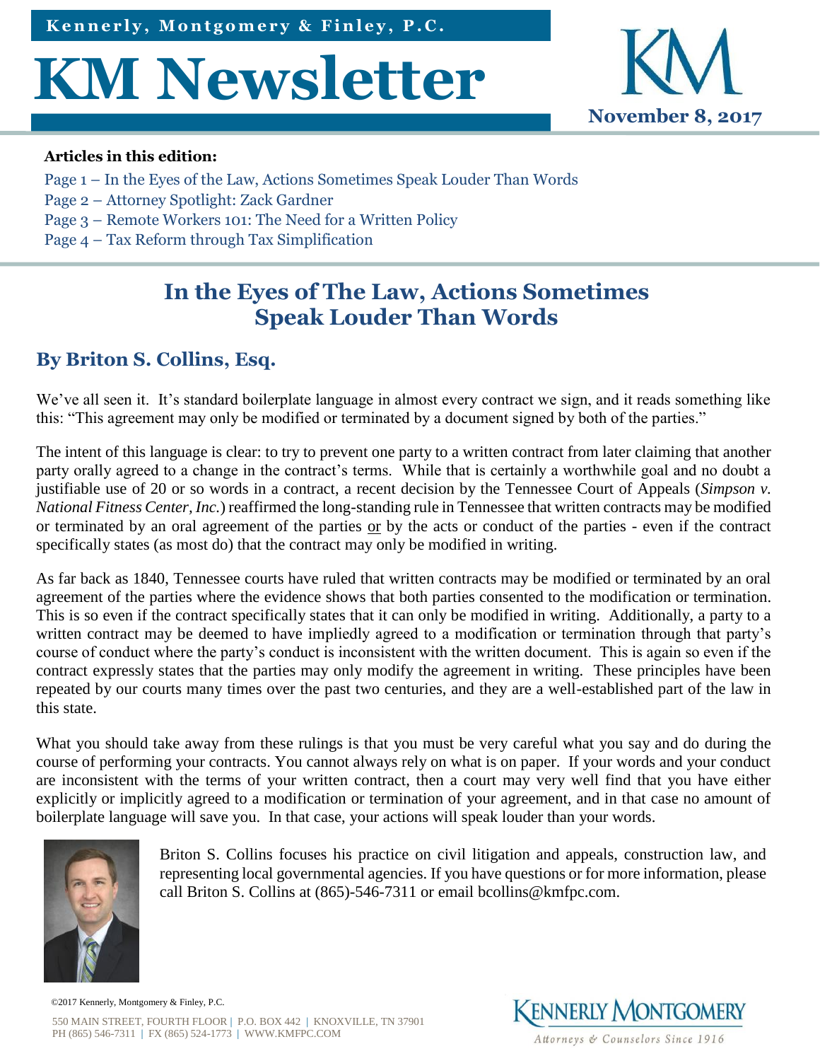Kennerly, Montgomery & Finley, P.C.

# KM Newsletter

November 8, 2017

**Articles in this edition:**

Page 1 – In the Eyes of the Law, Actions Sometimes Speak Louder Than Words
Page 2 – Attorney Spotlight: Zack Gardner
Page 3 – Remote Workers 101: The Need for a Written Policy
Page 4 – Tax Reform through Tax Simplification

## In the Eyes of The Law, Actions Sometimes Speak Louder Than Words

### By Briton S. Collins, Esq.

We've all seen it. It's standard boilerplate language in almost every contract we sign, and it reads something like this: "This agreement may only be modified or terminated by a document signed by both of the parties."

The intent of this language is clear: to try to prevent one party to a written contract from later claiming that another party orally agreed to a change in the contract's terms. While that is certainly a worthwhile goal and no doubt a justifiable use of 20 or so words in a contract, a recent decision by the Tennessee Court of Appeals (*Simpson v. National Fitness Center, Inc.*) reaffirmed the long-standing rule in Tennessee that written contracts may be modified or terminated by an oral agreement of the parties <u>or</u> by the acts or conduct of the parties - even if the contract specifically states (as most do) that the contract may only be modified in writing.

As far back as 1840, Tennessee courts have ruled that written contracts may be modified or terminated by an oral agreement of the parties where the evidence shows that both parties consented to the modification or termination. This is so even if the contract specifically states that it can only be modified in writing. Additionally, a party to a written contract may be deemed to have impliedly agreed to a modification or termination through that party's course of conduct where the party's conduct is inconsistent with the written document. This is again so even if the contract expressly states that the parties may only modify the agreement in writing. These principles have been repeated by our courts many times over the past two centuries, and they are a well-established part of the law in this state.

What you should take away from these rulings is that you must be very careful what you say and do during the course of performing your contracts. You cannot always rely on what is on paper. If your words and your conduct are inconsistent with the terms of your written contract, then a court may very well find that you have either explicitly or implicitly agreed to a modification or termination of your agreement, and in that case no amount of boilerplate language will save you. In that case, your actions will speak louder than your words.

Briton S. Collins focuses his practice on civil litigation and appeals, construction law, and representing local governmental agencies. If you have questions or for more information, please call Briton S. Collins at (865)-546-7311 or email bcollins@kmfpc.com.

©2017 Kennerly, Montgomery & Finley, P.C.

550 MAIN STREET, FOURTH FLOOR | P.O. BOX 442 | KNOXVILLE, TN 37901
PH (865) 546-7311 | FX (865) 524-1773 | WWW.KMFPC.COM

KENNERLY MONTGOMERY
Attorneys & Counselors Since 1916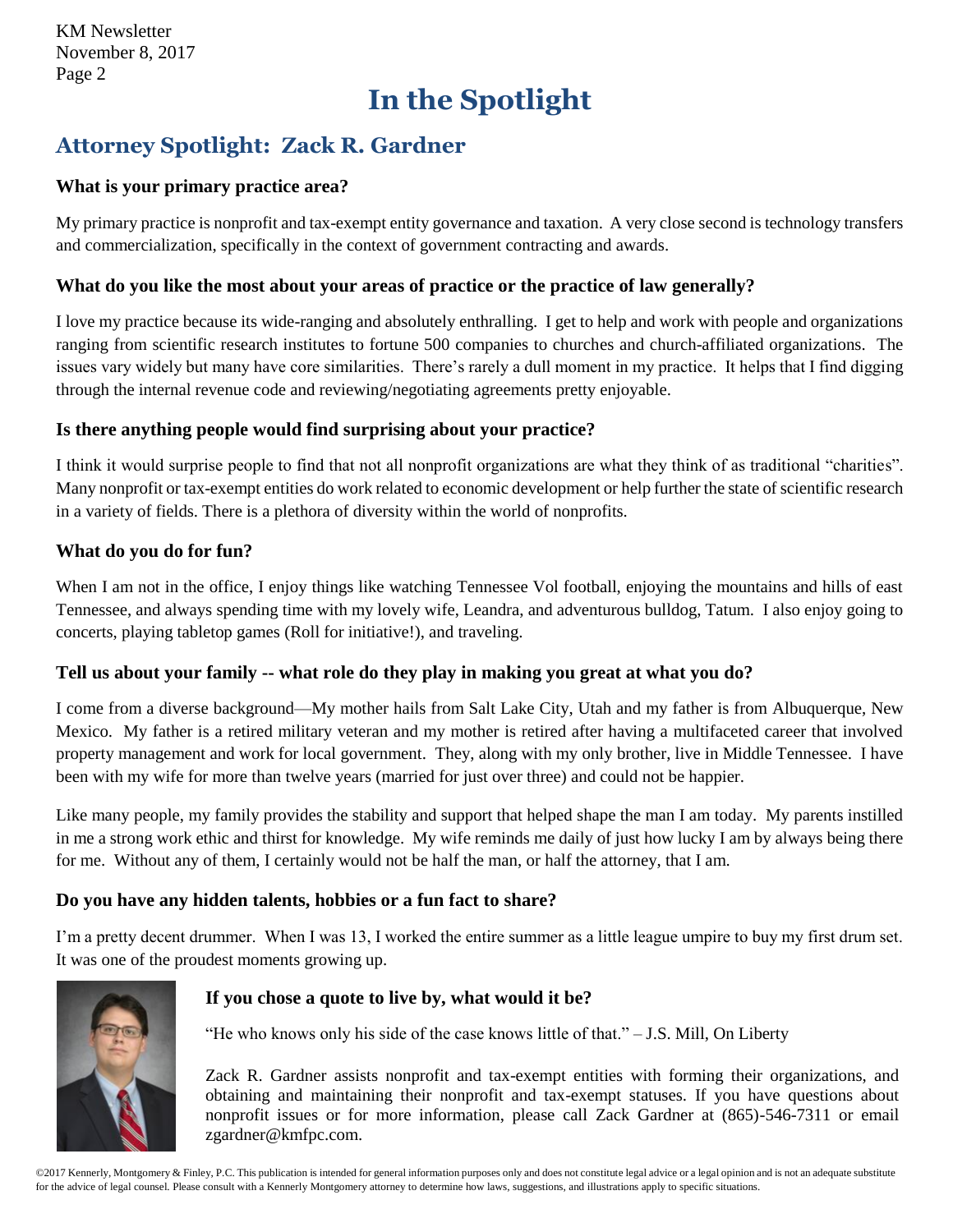# In the Spotlight

## Attorney Spotlight: Zack R. Gardner

### What is your primary practice area?

My primary practice is nonprofit and tax-exempt entity governance and taxation. A very close second is technology transfers and commercialization, specifically in the context of government contracting and awards.

### What do you like the most about your areas of practice or the practice of law generally?

I love my practice because its wide-ranging and absolutely enthralling. I get to help and work with people and organizations ranging from scientific research institutes to fortune 500 companies to churches and church-affiliated organizations. The issues vary widely but many have core similarities. There's rarely a dull moment in my practice. It helps that I find digging through the internal revenue code and reviewing/negotiating agreements pretty enjoyable.

### Is there anything people would find surprising about your practice?

I think it would surprise people to find that not all nonprofit organizations are what they think of as traditional "charities". Many nonprofit or tax-exempt entities do work related to economic development or help further the state of scientific research in a variety of fields. There is a plethora of diversity within the world of nonprofits.

### What do you do for fun?

When I am not in the office, I enjoy things like watching Tennessee Vol football, enjoying the mountains and hills of east Tennessee, and always spending time with my lovely wife, Leandra, and adventurous bulldog, Tatum. I also enjoy going to concerts, playing tabletop games (Roll for initiative!), and traveling.

### Tell us about your family -- what role do they play in making you great at what you do?

I come from a diverse background—My mother hails from Salt Lake City, Utah and my father is from Albuquerque, New Mexico. My father is a retired military veteran and my mother is retired after having a multifaceted career that involved property management and work for local government. They, along with my only brother, live in Middle Tennessee. I have been with my wife for more than twelve years (married for just over three) and could not be happier.

Like many people, my family provides the stability and support that helped shape the man I am today. My parents instilled in me a strong work ethic and thirst for knowledge. My wife reminds me daily of just how lucky I am by always being there for me. Without any of them, I certainly would not be half the man, or half the attorney, that I am.

### Do you have any hidden talents, hobbies or a fun fact to share?

I'm a pretty decent drummer. When I was 13, I worked the entire summer as a little league umpire to buy my first drum set. It was one of the proudest moments growing up.

### If you chose a quote to live by, what would it be?

"He who knows only his side of the case knows little of that." – J.S. Mill, On Liberty

Zack R. Gardner assists nonprofit and tax-exempt entities with forming their organizations, and obtaining and maintaining their nonprofit and tax-exempt statuses. If you have questions about nonprofit issues or for more information, please call Zack Gardner at (865)-546-7311 or email zgardner@kmfpc.com.

©2017 Kennerly, Montgomery & Finley, P.C. This publication is intended for general information purposes only and does not constitute legal advice or a legal opinion and is not an adequate substitute for the advice of legal counsel. Please consult with a Kennerly Montgomery attorney to determine how laws, suggestions, and illustrations apply to specific situations.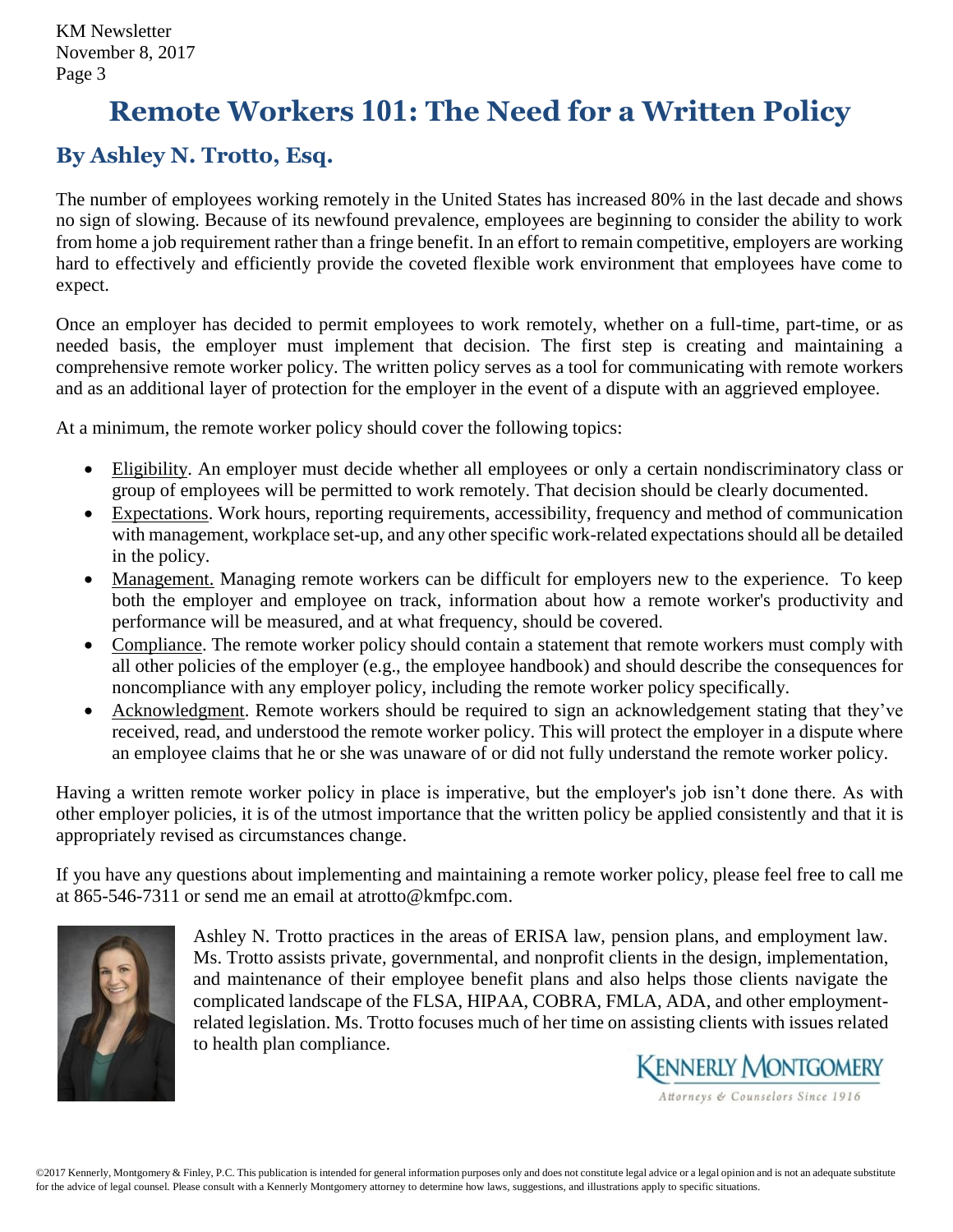# Remote Workers 101: The Need for a Written Policy

## By Ashley N. Trotto, Esq.

The number of employees working remotely in the United States has increased 80% in the last decade and shows no sign of slowing. Because of its newfound prevalence, employees are beginning to consider the ability to work from home a job requirement rather than a fringe benefit. In an effort to remain competitive, employers are working hard to effectively and efficiently provide the coveted flexible work environment that employees have come to expect.

Once an employer has decided to permit employees to work remotely, whether on a full-time, part-time, or as needed basis, the employer must implement that decision. The first step is creating and maintaining a comprehensive remote worker policy. The written policy serves as a tool for communicating with remote workers and as an additional layer of protection for the employer in the event of a dispute with an aggrieved employee.

At a minimum, the remote worker policy should cover the following topics:

- Eligibility. An employer must decide whether all employees or only a certain nondiscriminatory class or group of employees will be permitted to work remotely. That decision should be clearly documented.
- Expectations. Work hours, reporting requirements, accessibility, frequency and method of communication with management, workplace set-up, and any other specific work-related expectations should all be detailed in the policy.
- Management. Managing remote workers can be difficult for employers new to the experience. To keep both the employer and employee on track, information about how a remote worker's productivity and performance will be measured, and at what frequency, should be covered.
- Compliance. The remote worker policy should contain a statement that remote workers must comply with all other policies of the employer (e.g., the employee handbook) and should describe the consequences for noncompliance with any employer policy, including the remote worker policy specifically.
- Acknowledgment. Remote workers should be required to sign an acknowledgement stating that they've received, read, and understood the remote worker policy. This will protect the employer in a dispute where an employee claims that he or she was unaware of or did not fully understand the remote worker policy.

Having a written remote worker policy in place is imperative, but the employer's job isn't done there. As with other employer policies, it is of the utmost importance that the written policy be applied consistently and that it is appropriately revised as circumstances change.

If you have any questions about implementing and maintaining a remote worker policy, please feel free to call me at 865-546-7311 or send me an email at atrotto@kmfpc.com.

Ashley N. Trotto practices in the areas of ERISA law, pension plans, and employment law. Ms. Trotto assists private, governmental, and nonprofit clients in the design, implementation, and maintenance of their employee benefit plans and also helps those clients navigate the complicated landscape of the FLSA, HIPAA, COBRA, FMLA, ADA, and other employment-related legislation. Ms. Trotto focuses much of her time on assisting clients with issues related to health plan compliance.

Kennerly Montgomery

*Attorneys & Counselors Since 1916*

©2017 Kennerly, Montgomery & Finley, P.C. This publication is intended for general information purposes only and does not constitute legal advice or a legal opinion and is not an adequate substitute for the advice of legal counsel. Please consult with a Kennerly Montgomery attorney to determine how laws, suggestions, and illustrations apply to specific situations.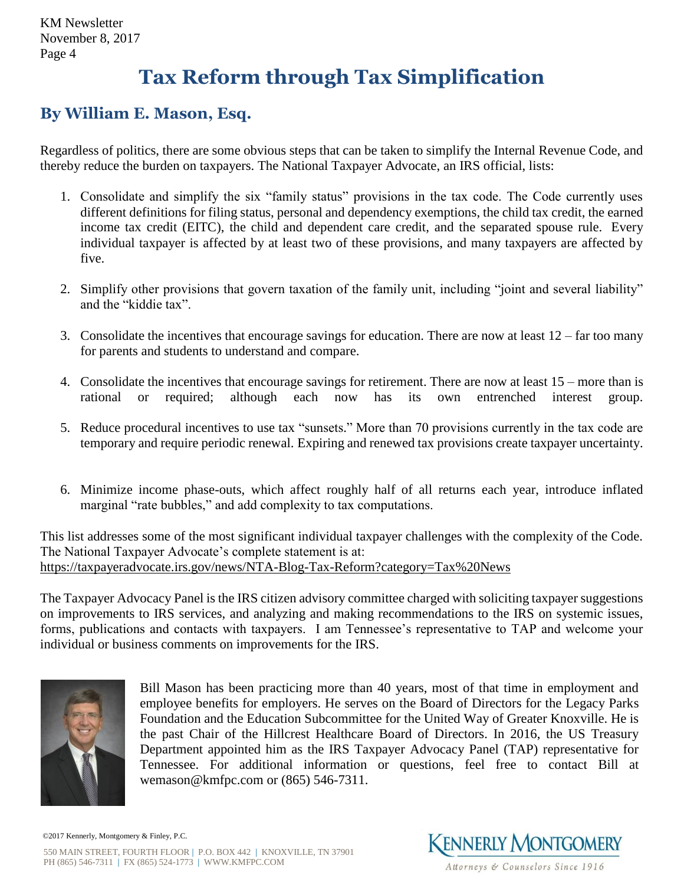# Tax Reform through Tax Simplification

## By William E. Mason, Esq.

Regardless of politics, there are some obvious steps that can be taken to simplify the Internal Revenue Code, and thereby reduce the burden on taxpayers. The National Taxpayer Advocate, an IRS official, lists:

1. Consolidate and simplify the six "family status" provisions in the tax code. The Code currently uses different definitions for filing status, personal and dependency exemptions, the child tax credit, the earned income tax credit (EITC), the child and dependent care credit, and the separated spouse rule. Every individual taxpayer is affected by at least two of these provisions, and many taxpayers are affected by five.

2. Simplify other provisions that govern taxation of the family unit, including "joint and several liability" and the "kiddie tax".

3. Consolidate the incentives that encourage savings for education. There are now at least 12 – far too many for parents and students to understand and compare.

4. Consolidate the incentives that encourage savings for retirement. There are now at least 15 – more than is rational or required; although each now has its own entrenched interest group.

5. Reduce procedural incentives to use tax "sunsets." More than 70 provisions currently in the tax code are temporary and require periodic renewal. Expiring and renewed tax provisions create taxpayer uncertainty.

6. Minimize income phase-outs, which affect roughly half of all returns each year, introduce inflated marginal "rate bubbles," and add complexity to tax computations.

This list addresses some of the most significant individual taxpayer challenges with the complexity of the Code. The National Taxpayer Advocate's complete statement is at:
https://taxpayeradvocate.irs.gov/news/NTA-Blog-Tax-Reform?category=Tax%20News

The Taxpayer Advocacy Panel is the IRS citizen advisory committee charged with soliciting taxpayer suggestions on improvements to IRS services, and analyzing and making recommendations to the IRS on systemic issues, forms, publications and contacts with taxpayers. I am Tennessee's representative to TAP and welcome your individual or business comments on improvements for the IRS.

Bill Mason has been practicing more than 40 years, most of that time in employment and employee benefits for employers. He serves on the Board of Directors for the Legacy Parks Foundation and the Education Subcommittee for the United Way of Greater Knoxville. He is the past Chair of the Hillcrest Healthcare Board of Directors. In 2016, the US Treasury Department appointed him as the IRS Taxpayer Advocacy Panel (TAP) representative for Tennessee. For additional information or questions, feel free to contact Bill at wemason@kmfpc.com or (865) 546-7311.